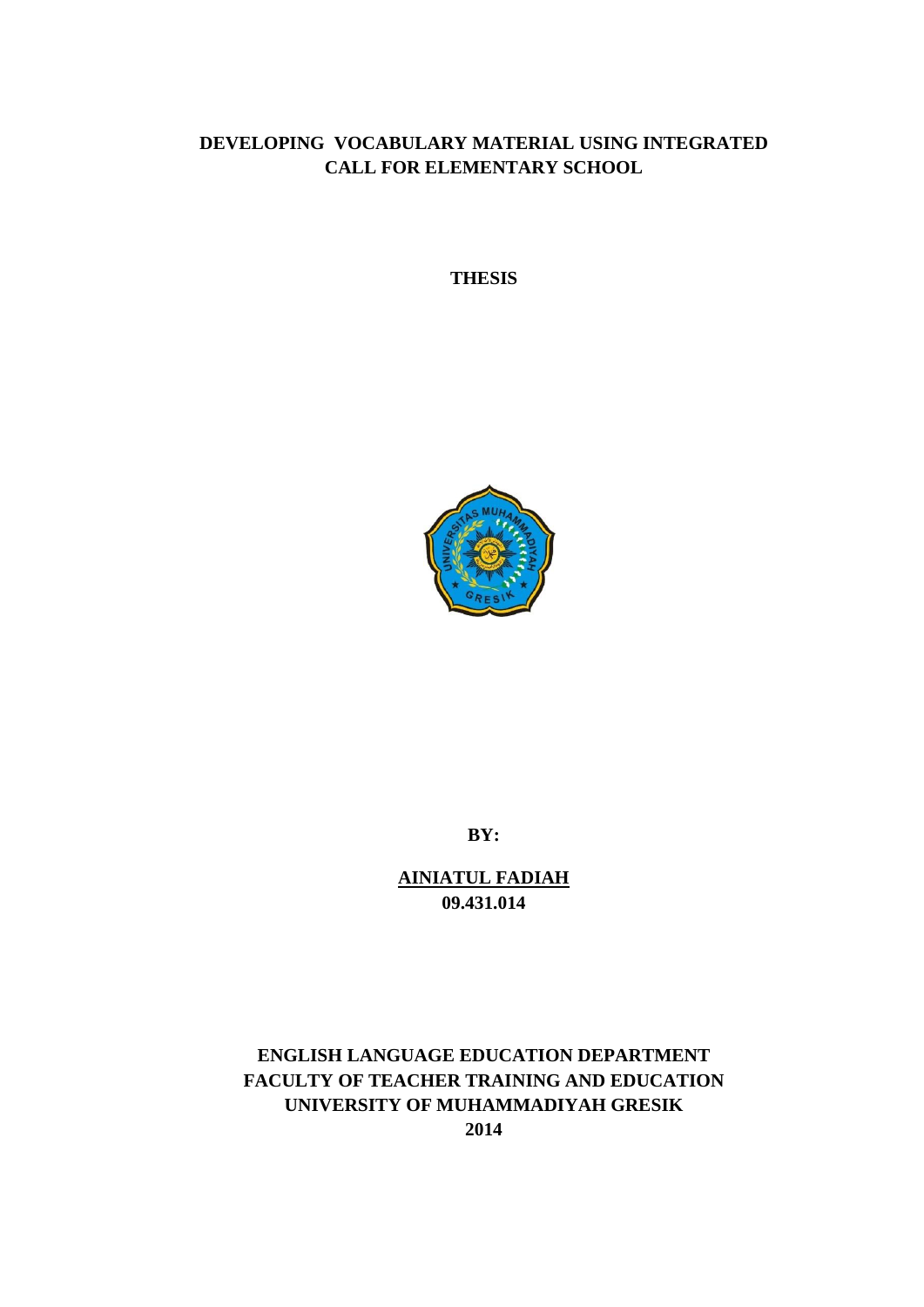# DEVELOPING VOCABULARY MATERIAL USING INTEGRATED CALL FOR ELEMENTARY SCHOOL

**THESIS**

**BY:**

**AINIATUL FADIAH**

**09.431.014**

**ENGLISH LANGUAGE EDUCATION DEPARTMENT**
**FACULTY OF TEACHER TRAINING AND EDUCATION**
**UNIVERSITY OF MUHAMMADIYAH GRESIK**
**2014**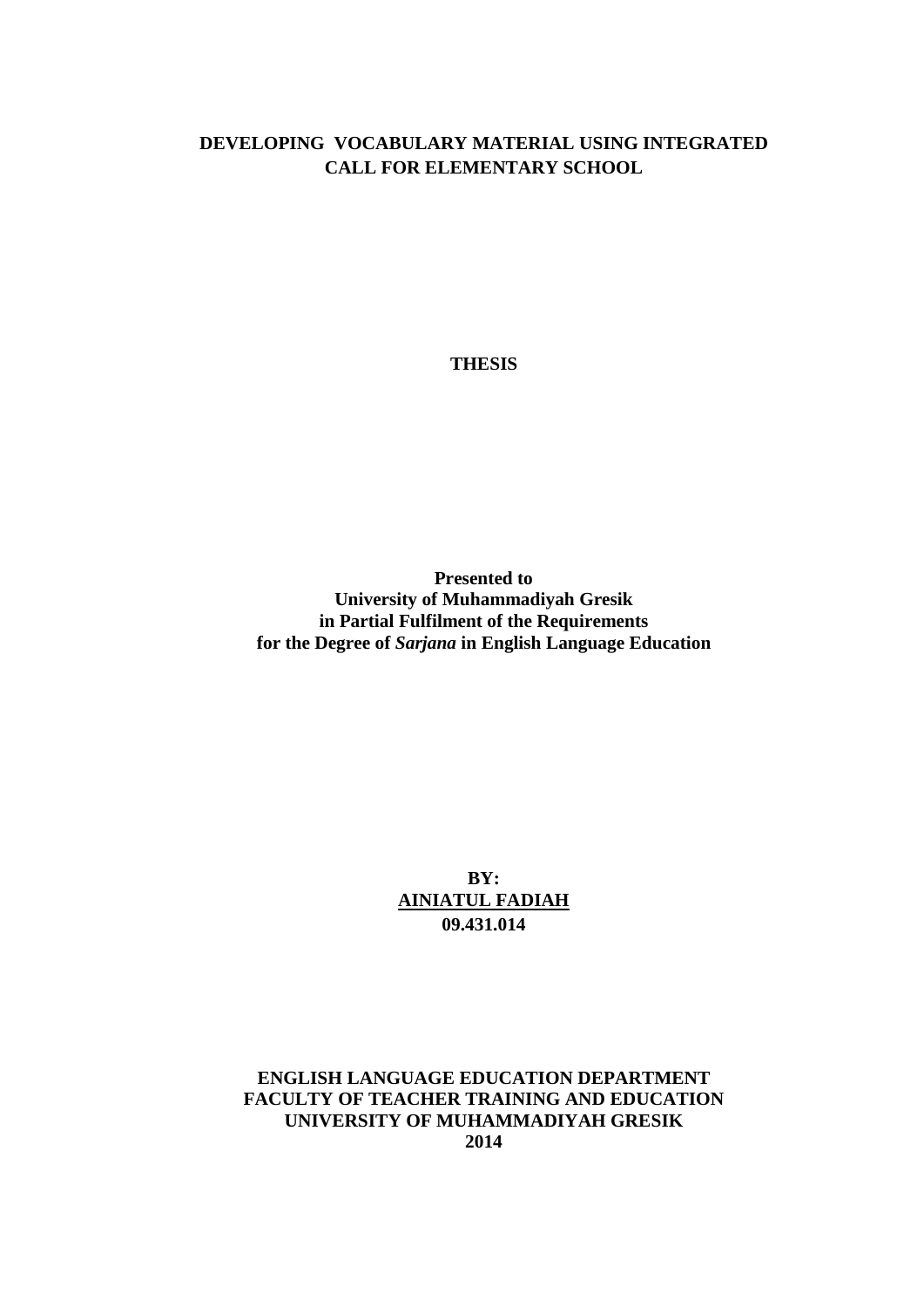# DEVELOPING VOCABULARY MATERIAL USING INTEGRATED CALL FOR ELEMENTARY SCHOOL

**THESIS**

**Presented to**
**University of Muhammadiyah Gresik**
**in Partial Fulfilment of the Requirements**
**for the Degree of *Sarjana* in English Language Education**

**BY:**
**AINIATUL FADIAH**
**09.431.014**

**ENGLISH LANGUAGE EDUCATION DEPARTMENT**
**FACULTY OF TEACHER TRAINING AND EDUCATION**
**UNIVERSITY OF MUHAMMADIYAH GRESIK**
**2014**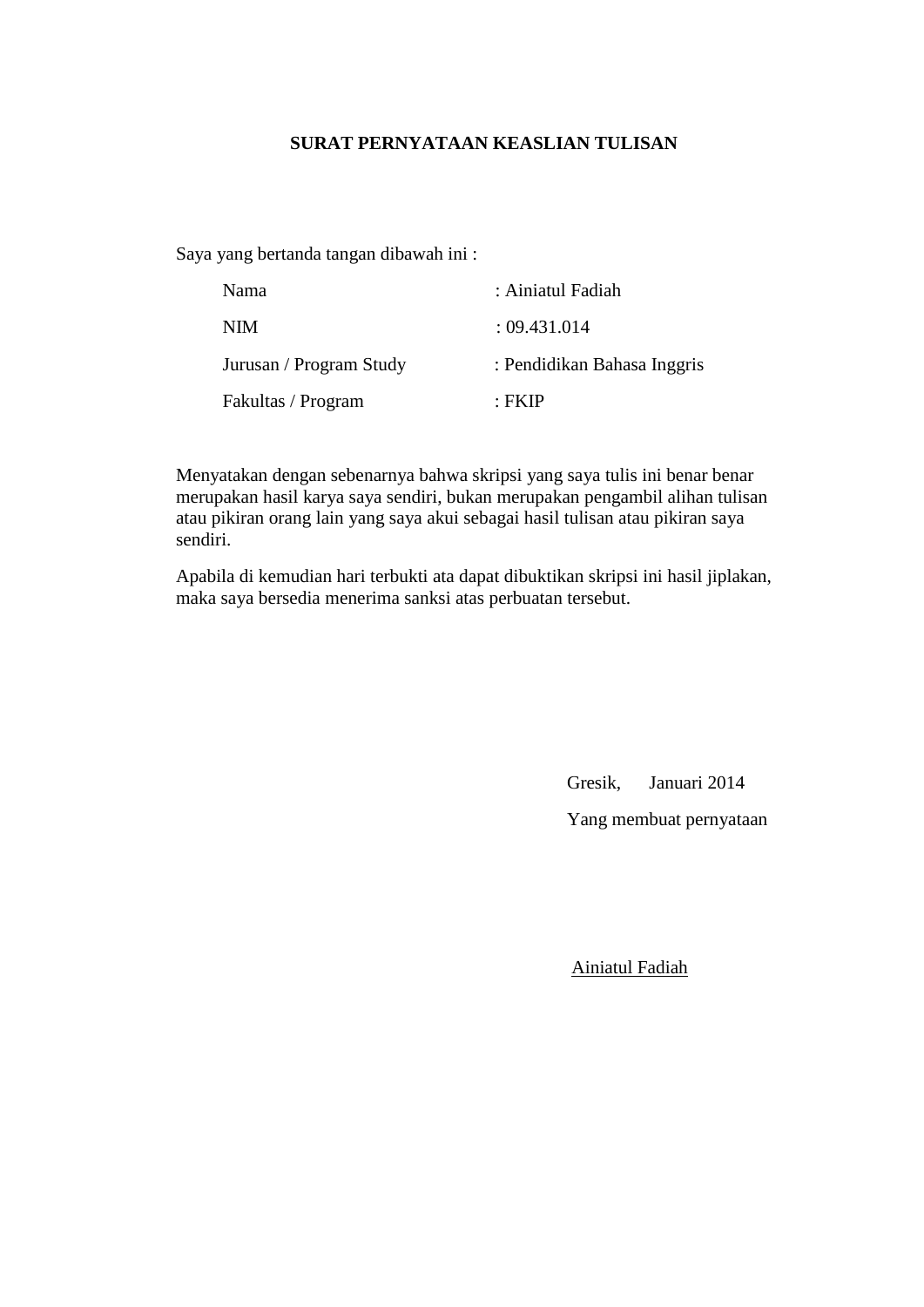## SURAT PERNYATAAN KEASLIAN TULISAN

Saya yang bertanda tangan dibawah ini :

| | |
|---|---|
| Nama | : Ainiatul Fadiah |
| NIM | : 09.431.014 |
| Jurusan / Program Study | : Pendidikan Bahasa Inggris |
| Fakultas / Program | : FKIP |

Menyatakan dengan sebenarnya bahwa skripsi yang saya tulis ini benar benar merupakan hasil karya saya sendiri, bukan merupakan pengambil alihan tulisan atau pikiran orang lain yang saya akui sebagai hasil tulisan atau pikiran saya sendiri.

Apabila di kemudian hari terbukti ata dapat dibuktikan skripsi ini hasil jiplakan, maka saya bersedia menerima sanksi atas perbuatan tersebut.

Gresik, Januari 2014

Yang membuat pernyataan

Ainiatul Fadiah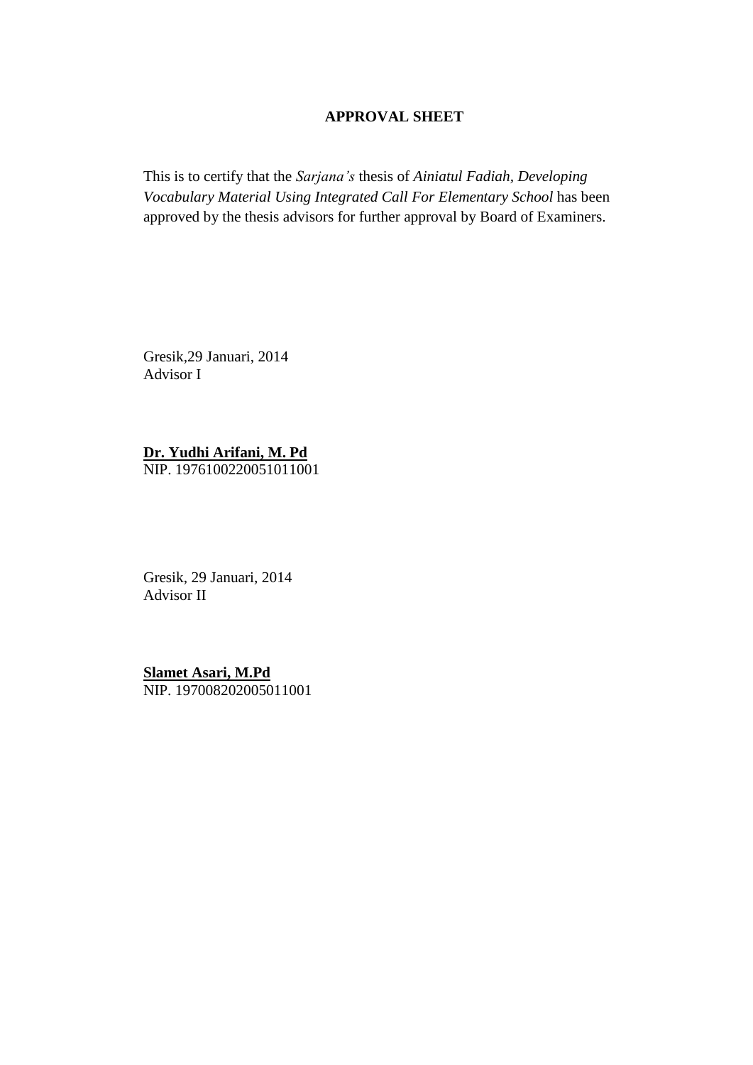**APPROVAL SHEET**

This is to certify that the *Sarjana's* thesis of *Ainiatul Fadiah, Developing Vocabulary Material Using Integrated Call For Elementary School* has been approved by the thesis advisors for further approval by Board of Examiners.

Gresik,29 Januari, 2014
Advisor I

**Dr. Yudhi Arifani, M. Pd**
NIP. 1976100220051011001

Gresik, 29 Januari, 2014
Advisor II

**Slamet Asari, M.Pd**
NIP. 197008202005011001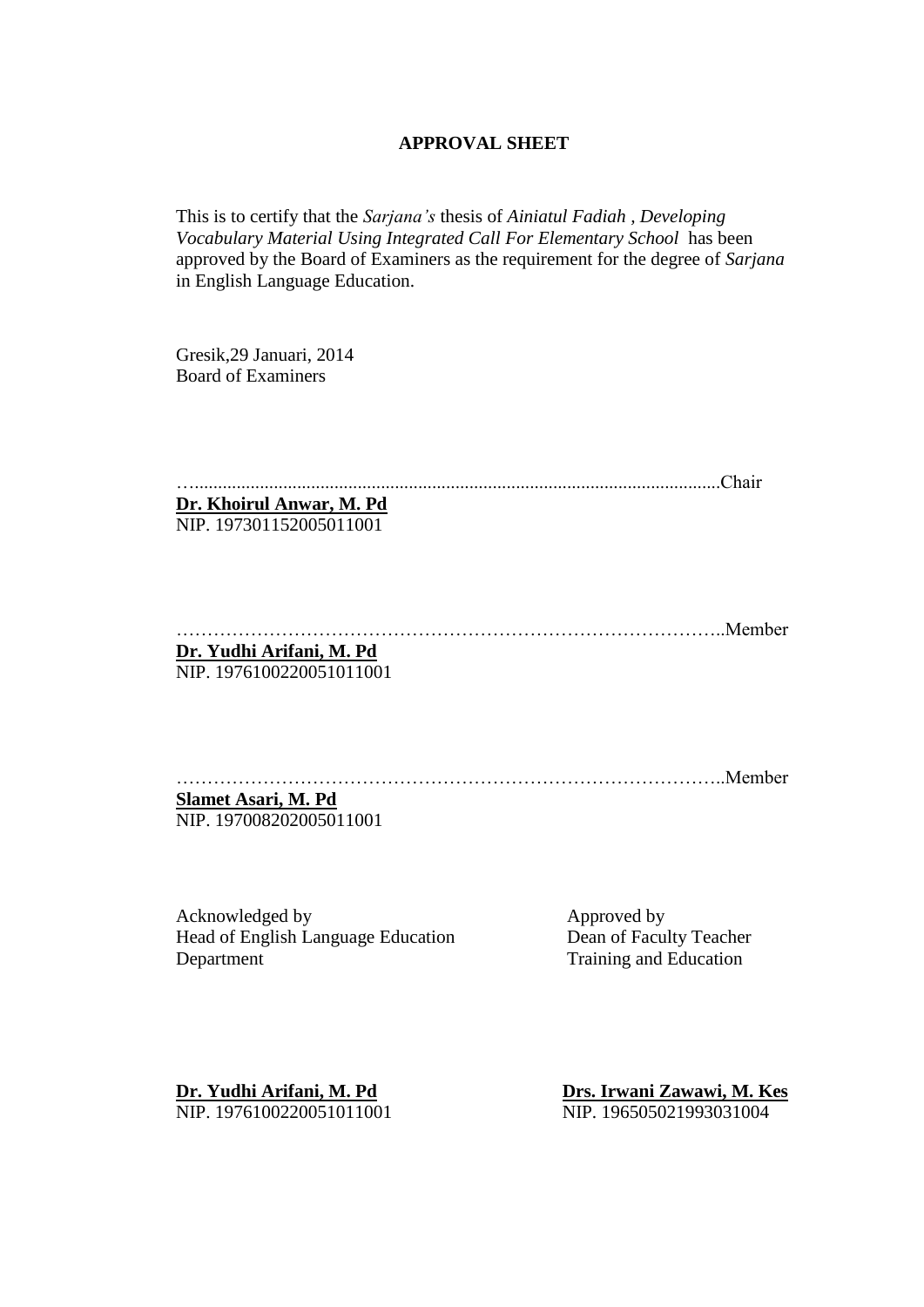**APPROVAL SHEET**

This is to certify that the *Sarjana's* thesis of *Ainiatul Fadiah , Developing Vocabulary Material Using Integrated Call For Elementary School* has been approved by the Board of Examiners as the requirement for the degree of *Sarjana* in English Language Education.

Gresik,29 Januari, 2014
Board of Examiners

…..................................................................................................................Chair
**Dr. Khoirul Anwar, M. Pd**
NIP. 197301152005011001

……………………………………………………………………………..Member
**Dr. Yudhi Arifani, M. Pd**
NIP. 1976100220051011001

……………………………………………………………………………..Member
**Slamet Asari, M. Pd**
NIP. 197008202005011001

Acknowledged by
Head of English Language Education Department

**Dr. Yudhi Arifani, M. Pd**
NIP. 1976100220051011001

Approved by
Dean of Faculty Teacher Training and Education

**Drs. Irwani Zawawi, M. Kes**
NIP. 196505021993031004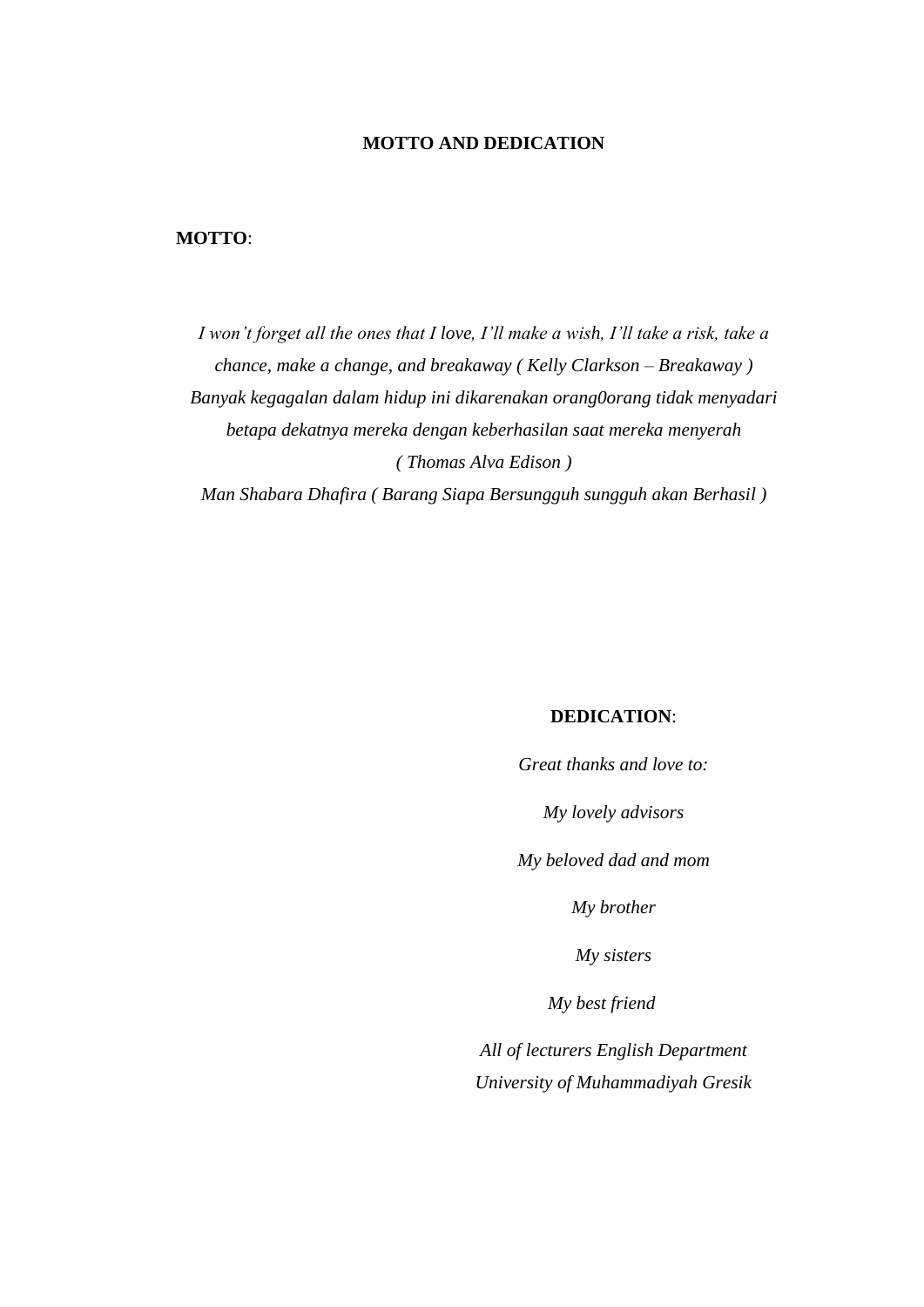# MOTTO AND DEDICATION

**MOTTO**:

*I won't forget all the ones that I love, I'll make a wish, I'll take a risk, take a chance, make a change, and breakaway ( Kelly Clarkson – Breakaway )*

*Banyak kegagalan dalam hidup ini dikarenakan orang0orang tidak menyadari betapa dekatnya mereka dengan keberhasilan saat mereka menyerah ( Thomas Alva Edison )*

*Man Shabara Dhafira ( Barang Siapa Bersungguh sungguh akan Berhasil )*

**DEDICATION**:

*Great thanks and love to:*

*My lovely advisors*

*My beloved dad and mom*

*My brother*

*My sisters*

*My best friend*

*All of lecturers English Department University of Muhammadiyah Gresik*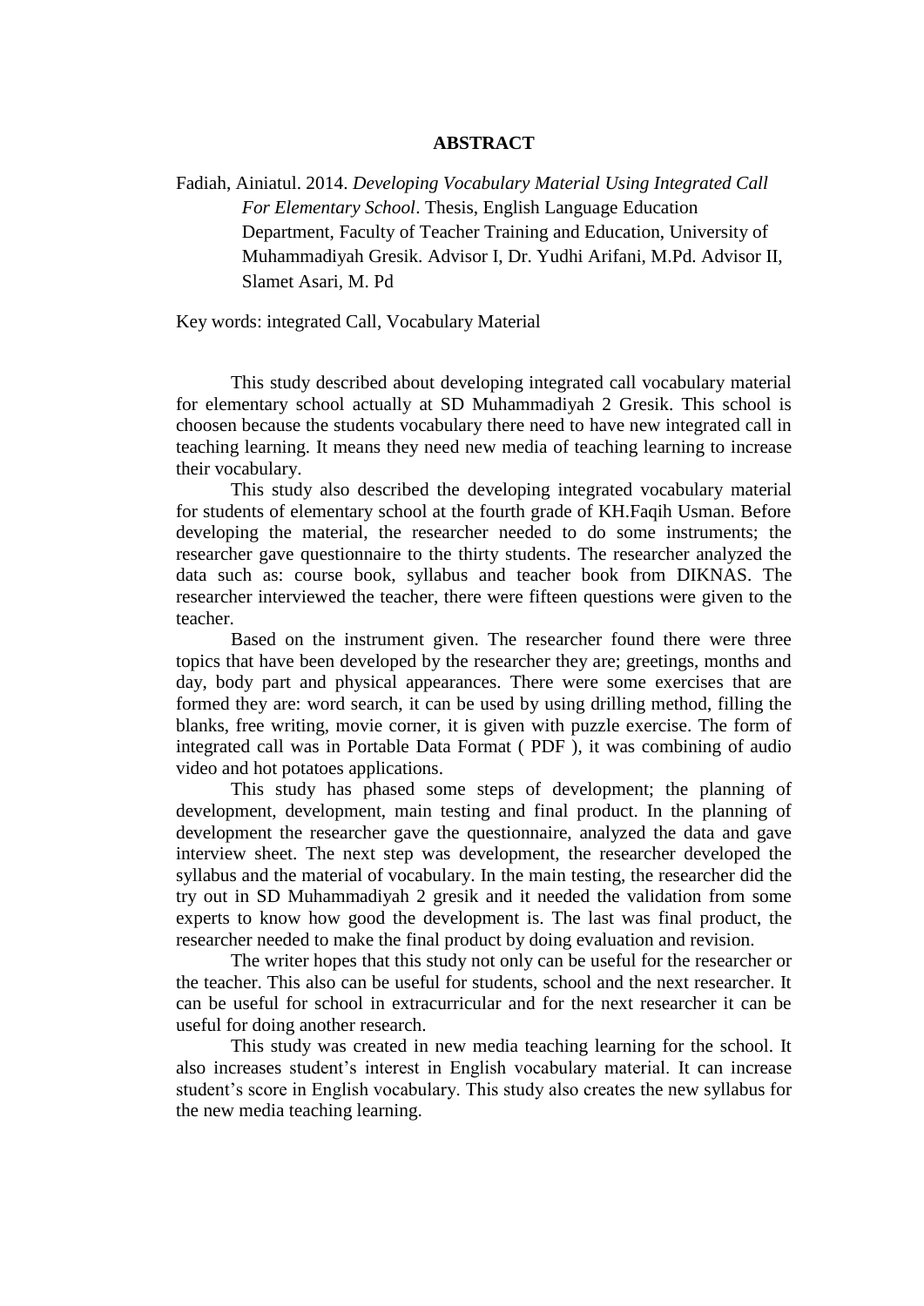# ABSTRACT

Fadiah, Ainiatul. 2014. *Developing Vocabulary Material Using Integrated Call For Elementary School*. Thesis, English Language Education Department, Faculty of Teacher Training and Education, University of Muhammadiyah Gresik. Advisor I, Dr. Yudhi Arifani, M.Pd. Advisor II, Slamet Asari, M. Pd

Key words: integrated Call, Vocabulary Material

This study described about developing integrated call vocabulary material for elementary school actually at SD Muhammadiyah 2 Gresik. This school is choosen because the students vocabulary there need to have new integrated call in teaching learning. It means they need new media of teaching learning to increase their vocabulary.

This study also described the developing integrated vocabulary material for students of elementary school at the fourth grade of KH.Faqih Usman. Before developing the material, the researcher needed to do some instruments; the researcher gave questionnaire to the thirty students. The researcher analyzed the data such as: course book, syllabus and teacher book from DIKNAS. The researcher interviewed the teacher, there were fifteen questions were given to the teacher.

Based on the instrument given. The researcher found there were three topics that have been developed by the researcher they are; greetings, months and day, body part and physical appearances. There were some exercises that are formed they are: word search, it can be used by using drilling method, filling the blanks, free writing, movie corner, it is given with puzzle exercise. The form of integrated call was in Portable Data Format ( PDF ), it was combining of audio video and hot potatoes applications.

This study has phased some steps of development; the planning of development, development, main testing and final product. In the planning of development the researcher gave the questionnaire, analyzed the data and gave interview sheet. The next step was development, the researcher developed the syllabus and the material of vocabulary. In the main testing, the researcher did the try out in SD Muhammadiyah 2 gresik and it needed the validation from some experts to know how good the development is. The last was final product, the researcher needed to make the final product by doing evaluation and revision.

The writer hopes that this study not only can be useful for the researcher or the teacher. This also can be useful for students, school and the next researcher. It can be useful for school in extracurricular and for the next researcher it can be useful for doing another research.

This study was created in new media teaching learning for the school. It also increases student's interest in English vocabulary material. It can increase student's score in English vocabulary. This study also creates the new syllabus for the new media teaching learning.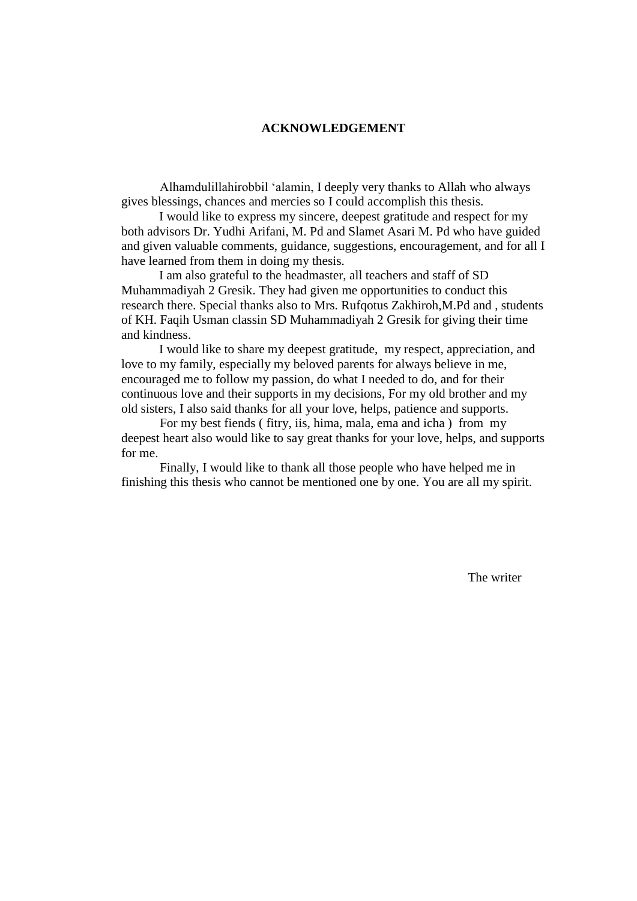# ACKNOWLEDGEMENT

Alhamdulillahirobbil 'alamin, I deeply very thanks to Allah who always gives blessings, chances and mercies so I could accomplish this thesis.

I would like to express my sincere, deepest gratitude and respect for my both advisors Dr. Yudhi Arifani, M. Pd and Slamet Asari M. Pd who have guided and given valuable comments, guidance, suggestions, encouragement, and for all I have learned from them in doing my thesis.

I am also grateful to the headmaster, all teachers and staff of SD Muhammadiyah 2 Gresik. They had given me opportunities to conduct this research there. Special thanks also to Mrs. Rufqotus Zakhiroh,M.Pd and , students of KH. Faqih Usman classin SD Muhammadiyah 2 Gresik for giving their time and kindness.

I would like to share my deepest gratitude, my respect, appreciation, and love to my family, especially my beloved parents for always believe in me, encouraged me to follow my passion, do what I needed to do, and for their continuous love and their supports in my decisions, For my old brother and my old sisters, I also said thanks for all your love, helps, patience and supports.

For my best fiends ( fitry, iis, hima, mala, ema and icha ) from my deepest heart also would like to say great thanks for your love, helps, and supports for me.

Finally, I would like to thank all those people who have helped me in finishing this thesis who cannot be mentioned one by one. You are all my spirit.

The writer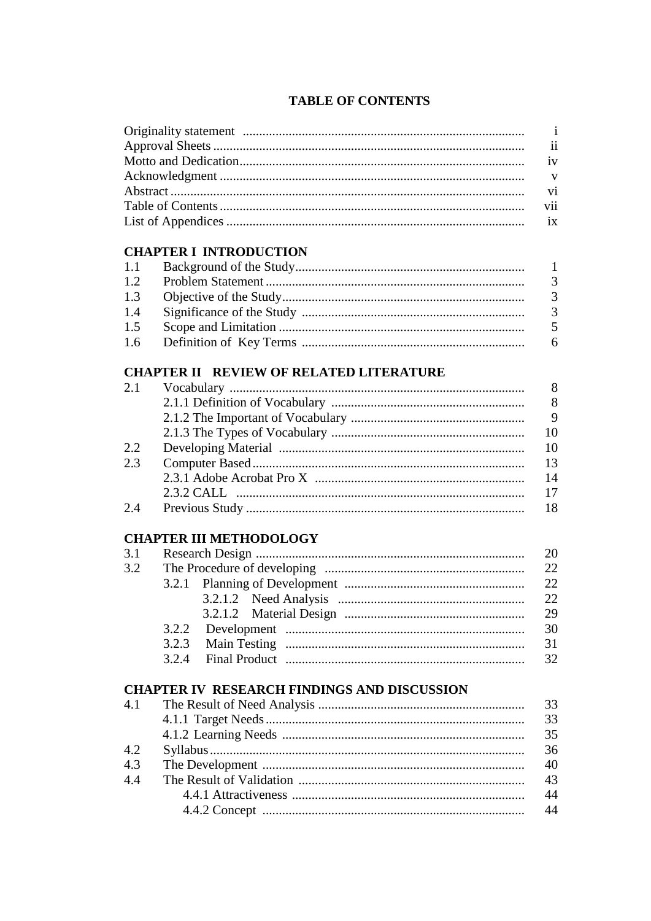## TABLE OF CONTENTS

| | | |
|---|---|---|
| Originality statement | | i |
| Approval Sheets | | ii |
| Motto and Dedication | | iv |
| Acknowledgment | | v |
| Abstract | | vi |
| Table of Contents | | vii |
| List of Appendices | | ix |
| **CHAPTER I INTRODUCTION** | | |
| 1.1 | Background of the Study | 1 |
| 1.2 | Problem Statement | 3 |
| 1.3 | Objective of the Study | 3 |
| 1.4 | Significance of the Study | 3 |
| 1.5 | Scope and Limitation | 5 |
| 1.6 | Definition of Key Terms | 6 |
| **CHAPTER II REVIEW OF RELATED LITERATURE** | | |
| 2.1 | Vocabulary | 8 |
| | 2.1.1 Definition of Vocabulary | 8 |
| | 2.1.2 The Important of Vocabulary | 9 |
| | 2.1.3 The Types of Vocabulary | 10 |
| 2.2 | Developing Material | 10 |
| 2.3 | Computer Based | 13 |
| | 2.3.1 Adobe Acrobat Pro X | 14 |
| | 2.3.2 CALL | 17 |
| 2.4 | Previous Study | 18 |
| **CHAPTER III METHODOLOGY** | | |
| 3.1 | Research Design | 20 |
| 3.2 | The Procedure of developing | 22 |
| | 3.2.1 Planning of Development | 22 |
| | 3.2.1.2 Need Analysis | 22 |
| | 3.2.1.2 Material Design | 29 |
| | 3.2.2 Development | 30 |
| | 3.2.3 Main Testing | 31 |
| | 3.2.4 Final Product | 32 |
| **CHAPTER IV RESEARCH FINDINGS AND DISCUSSION** | | |
| 4.1 | The Result of Need Analysis | 33 |
| | 4.1.1 Target Needs | 33 |
| | 4.1.2 Learning Needs | 35 |
| 4.2 | Syllabus | 36 |
| 4.3 | The Development | 40 |
| 4.4 | The Result of Validation | 43 |
| | 4.4.1 Attractiveness | 44 |
| | 4.4.2 Concept | 44 |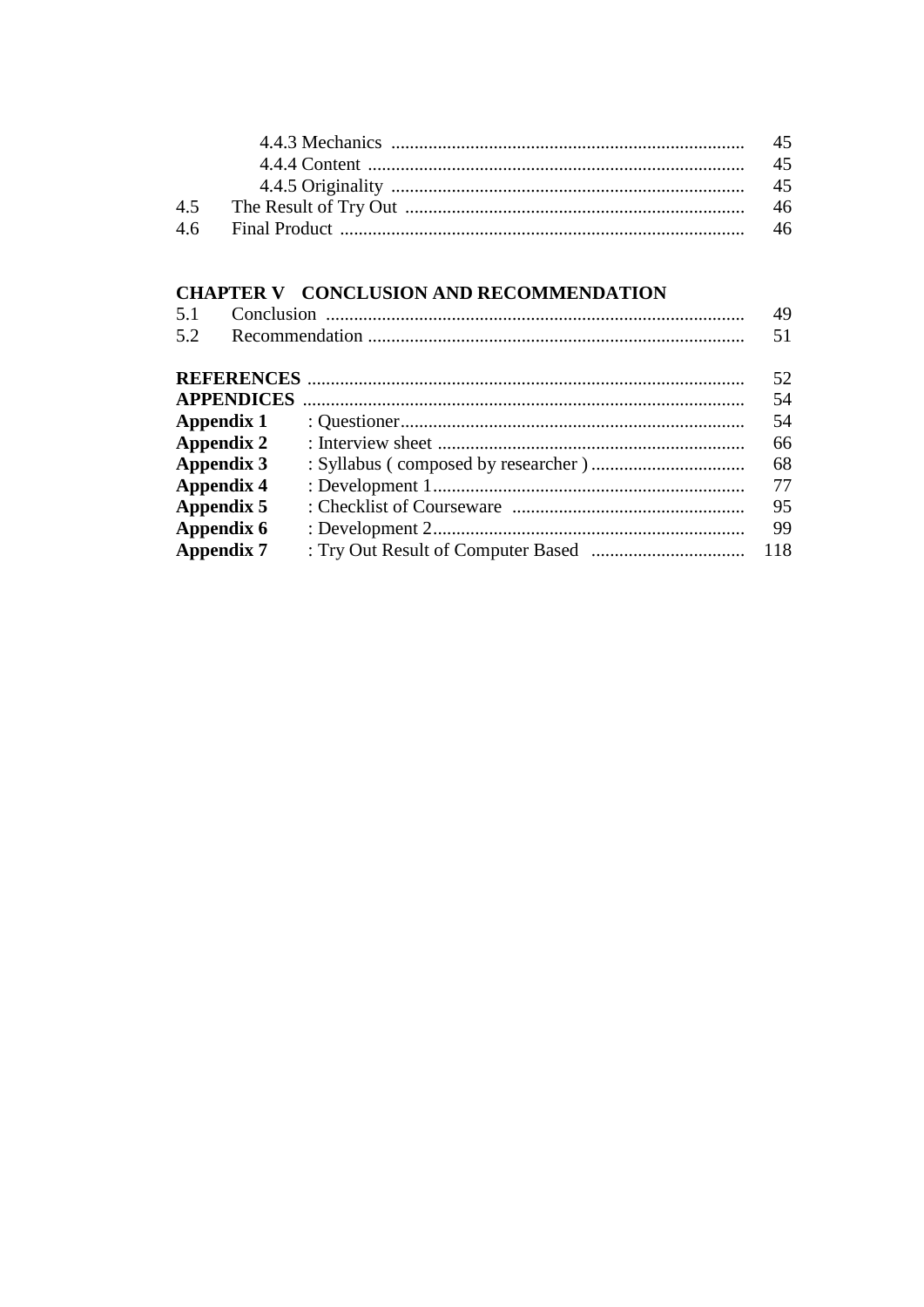4.4.3 Mechanics ............................................................................ 45
4.4.4 Content ................................................................................. 45
4.4.5 Originality ............................................................................ 45
4.5 The Result of Try Out ......................................................................... 46
4.6 Final Product ....................................................................................... 46

**CHAPTER V CONCLUSION AND RECOMMENDATION**

5.1 Conclusion ........................................................................................... 49
5.2 Recommendation ................................................................................. 51

**REFERENCES** ............................................................................................. 52
**APPENDICES** .............................................................................................. 54
**Appendix 1** : Questioner.......................................................................... 54
**Appendix 2** : Interview sheet .................................................................. 66
**Appendix 3** : Syllabus ( composed by researcher ) ................................. 68
**Appendix 4** : Development 1................................................................... 77
**Appendix 5** : Checklist of Courseware .................................................. 95
**Appendix 6** : Development 2................................................................... 99
**Appendix 7** : Try Out Result of Computer Based ................................. 118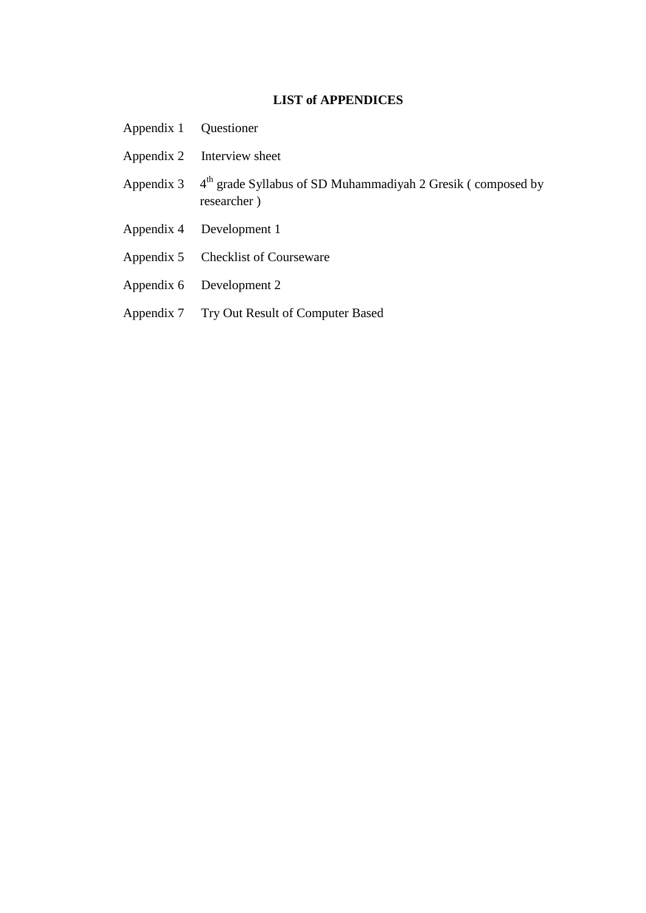# LIST of APPENDICES

| | |
|---|---|
| Appendix 1 | Questioner |
| Appendix 2 | Interview sheet |
| Appendix 3 | $4^{th}$ grade Syllabus of SD Muhammadiyah 2 Gresik ( composed by researcher ) |
| Appendix 4 | Development 1 |
| Appendix 5 | Checklist of Courseware |
| Appendix 6 | Development 2 |
| Appendix 7 | Try Out Result of Computer Based |